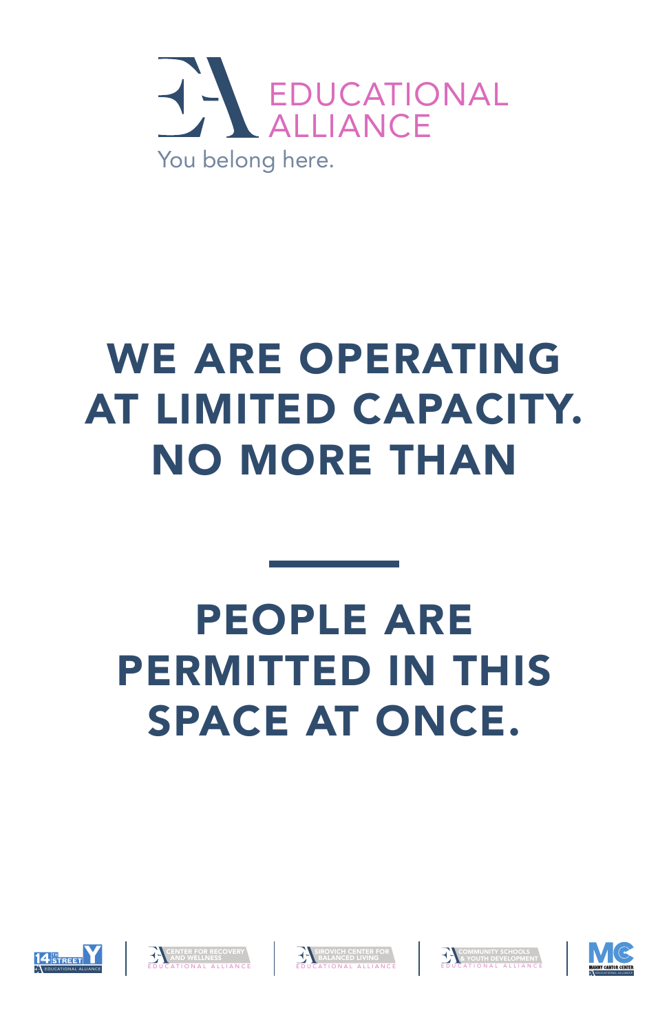EDUCATIONAL ALLIANCE

You belong here.

# WE ARE OPERATING AT LIMITED CAPACITY. NO MORE THAN

\_\_\_\_\_\_\_\_

# PEOPLE ARE PERMITTED IN THIS SPACE AT ONCE.

14TH STREET Y EDUCATIONAL ALLIANCE | CENTER FOR RECOVERY AND WELLNESS EDUCATIONAL ALLIANCE | SIROVICH CENTER FOR BALANCED LIVING EDUCATIONAL ALLIANCE | COMMUNITY SCHOOLS & YOUTH DEVELOPMENT EDUCATIONAL ALLIANCE | MANNY CANTOR CENTER EDUCATIONAL ALLIANCE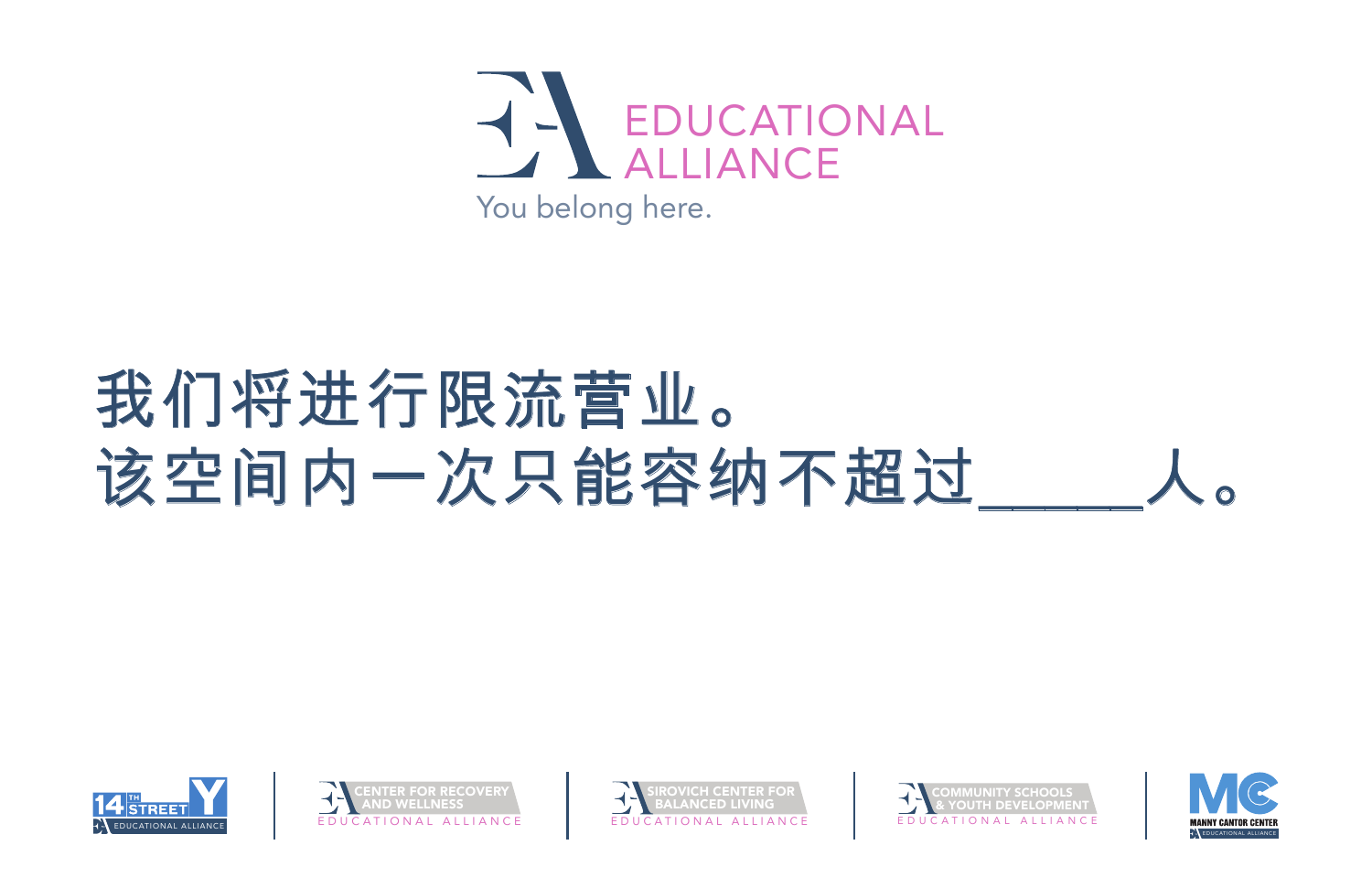EDUCATIONAL ALLIANCE

You belong here.

# 我们将进行限流营业。
# 该空间内一次只能容纳不超过_____人。

14TH STREET Y EDUCATIONAL ALLIANCE | CENTER FOR RECOVERY AND WELLNESS EDUCATIONAL ALLIANCE | SIROVICH CENTER FOR BALANCED LIVING EDUCATIONAL ALLIANCE | COMMUNITY SCHOOLS & YOUTH DEVELOPMENT EDUCATIONAL ALLIANCE | MANNY CANTOR CENTER EDUCATIONAL ALLIANCE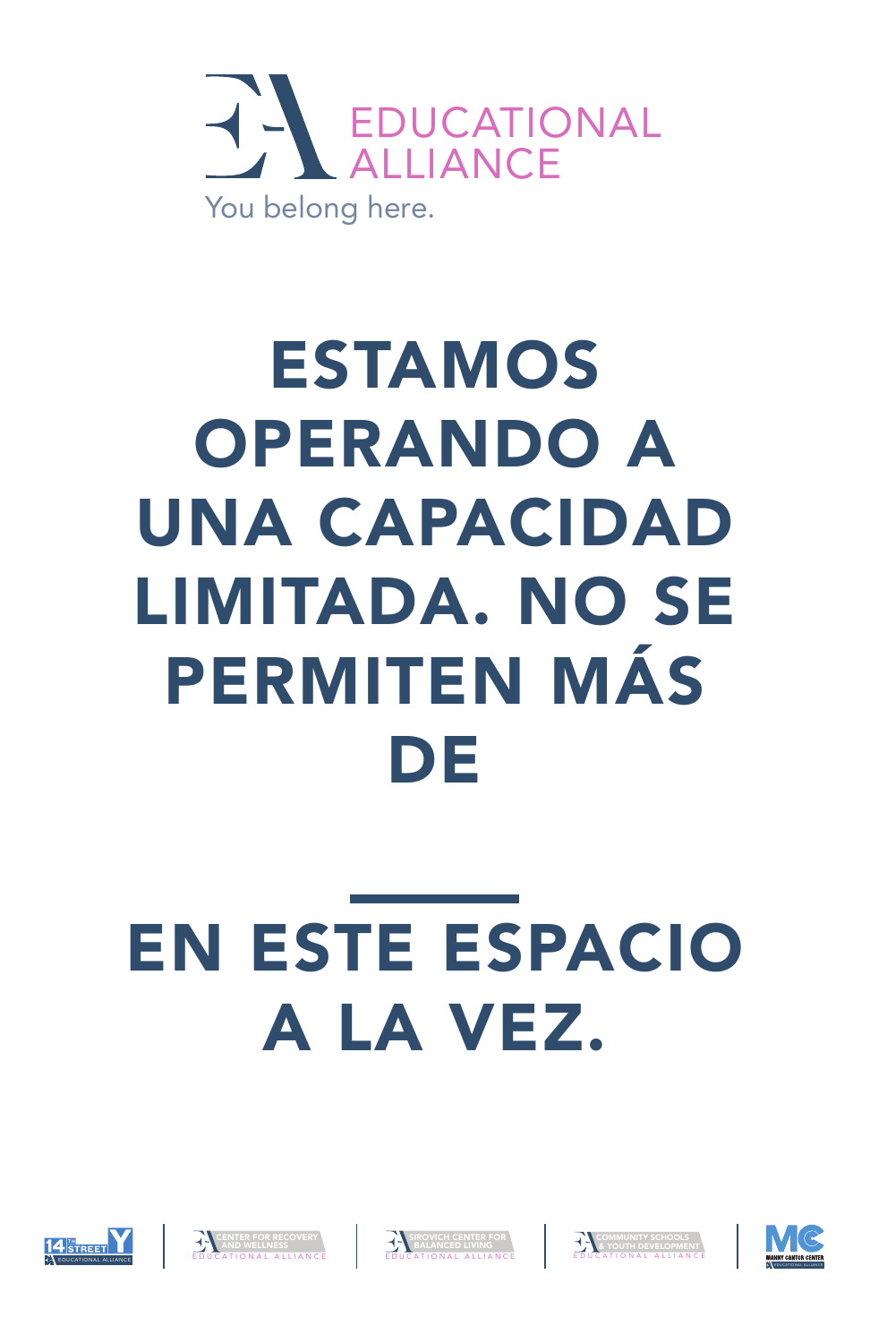EDUCATIONAL ALLIANCE

You belong here.

# ESTAMOS OPERANDO A UNA CAPACIDAD LIMITADA. NO SE PERMITEN MÁS DE

______

# EN ESTE ESPACIO A LA VEZ.

14TH STREET Y EDUCATIONAL ALLIANCE | CENTER FOR RECOVERY AND WELLNESS EDUCATIONAL ALLIANCE | SIROVICH CENTER FOR BALANCED LIVING EDUCATIONAL ALLIANCE | COMMUNITY SCHOOLS & YOUTH DEVELOPMENT EDUCATIONAL ALLIANCE | MANNY CANTOR CENTER EDUCATIONAL ALLIANCE